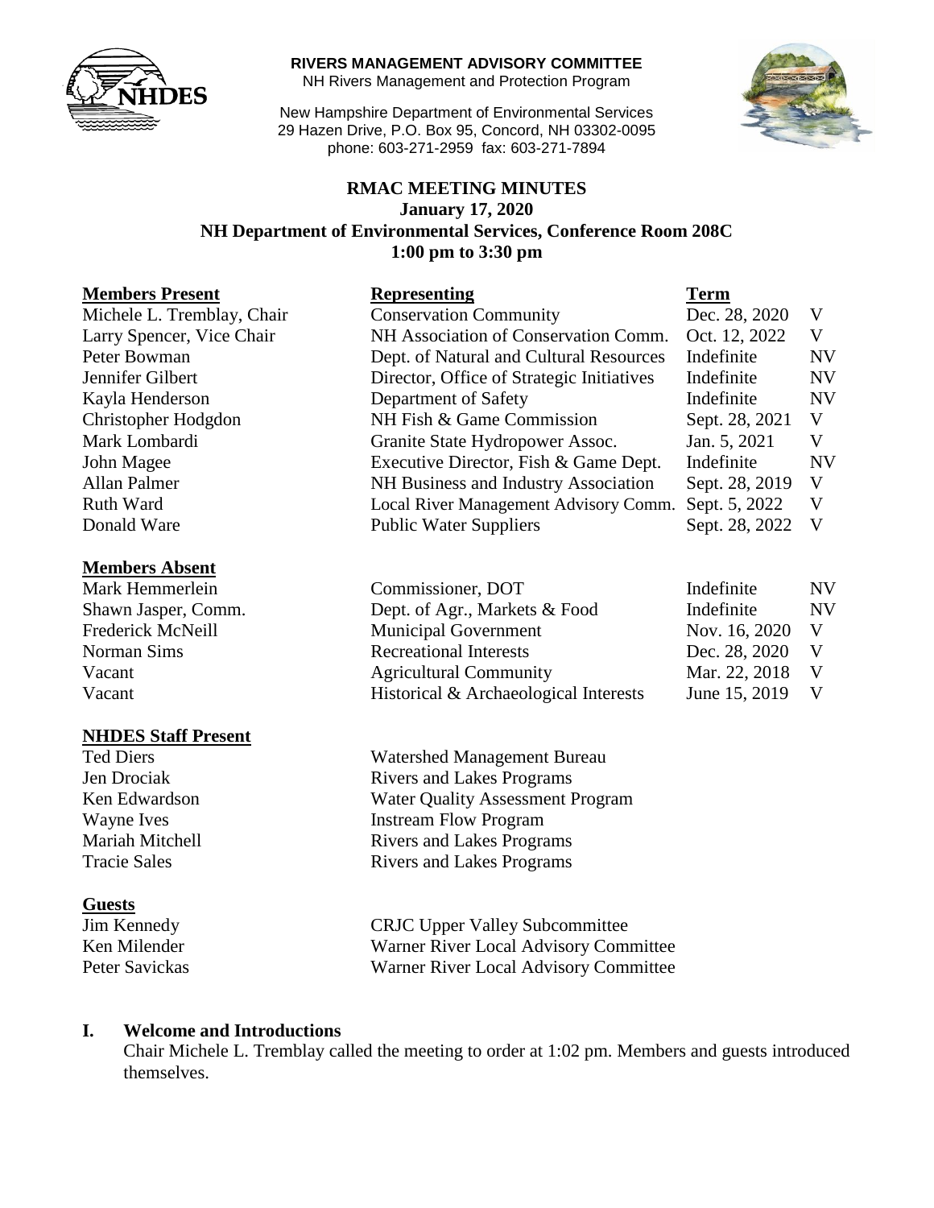**RIVERS MANAGEMENT ADVISORY COMMITTEE**
NH Rivers Management and Protection Program

New Hampshire Department of Environmental Services
29 Hazen Drive, P.O. Box 95, Concord, NH 03302-0095
phone: 603-271-2959 fax: 603-271-7894

# RMAC MEETING MINUTES
## January 17, 2020
## NH Department of Environmental Services, Conference Room 208C
## 1:00 pm to 3:30 pm

| **Members Present** | **Representing** | **Term** | |
|---|---|---|---|
| Michele L. Tremblay, Chair | Conservation Community | Dec. 28, 2020 | V |
| Larry Spencer, Vice Chair | NH Association of Conservation Comm. | Oct. 12, 2022 | V |
| Peter Bowman | Dept. of Natural and Cultural Resources | Indefinite | NV |
| Jennifer Gilbert | Director, Office of Strategic Initiatives | Indefinite | NV |
| Kayla Henderson | Department of Safety | Indefinite | NV |
| Christopher Hodgdon | NH Fish & Game Commission | Sept. 28, 2021 | V |
| Mark Lombardi | Granite State Hydropower Assoc. | Jan. 5, 2021 | V |
| John Magee | Executive Director, Fish & Game Dept. | Indefinite | NV |
| Allan Palmer | NH Business and Industry Association | Sept. 28, 2019 | V |
| Ruth Ward | Local River Management Advisory Comm. | Sept. 5, 2022 | V |
| Donald Ware | Public Water Suppliers | Sept. 28, 2022 | V |

| **Members Absent** | | | |
|---|---|---|---|
| Mark Hemmerlein | Commissioner, DOT | Indefinite | NV |
| Shawn Jasper, Comm. | Dept. of Agr., Markets & Food | Indefinite | NV |
| Frederick McNeill | Municipal Government | Nov. 16, 2020 | V |
| Norman Sims | Recreational Interests | Dec. 28, 2020 | V |
| Vacant | Agricultural Community | Mar. 22, 2018 | V |
| Vacant | Historical & Archaeological Interests | June 15, 2019 | V |

| **NHDES Staff Present** | |
|---|---|
| Ted Diers | Watershed Management Bureau |
| Jen Drociak | Rivers and Lakes Programs |
| Ken Edwardson | Water Quality Assessment Program |
| Wayne Ives | Instream Flow Program |
| Mariah Mitchell | Rivers and Lakes Programs |
| Tracie Sales | Rivers and Lakes Programs |

| **Guests** | |
|---|---|
| Jim Kennedy | CRJC Upper Valley Subcommittee |
| Ken Milender | Warner River Local Advisory Committee |
| Peter Savickas | Warner River Local Advisory Committee |

## I. Welcome and Introductions

Chair Michele L. Tremblay called the meeting to order at 1:02 pm. Members and guests introduced themselves.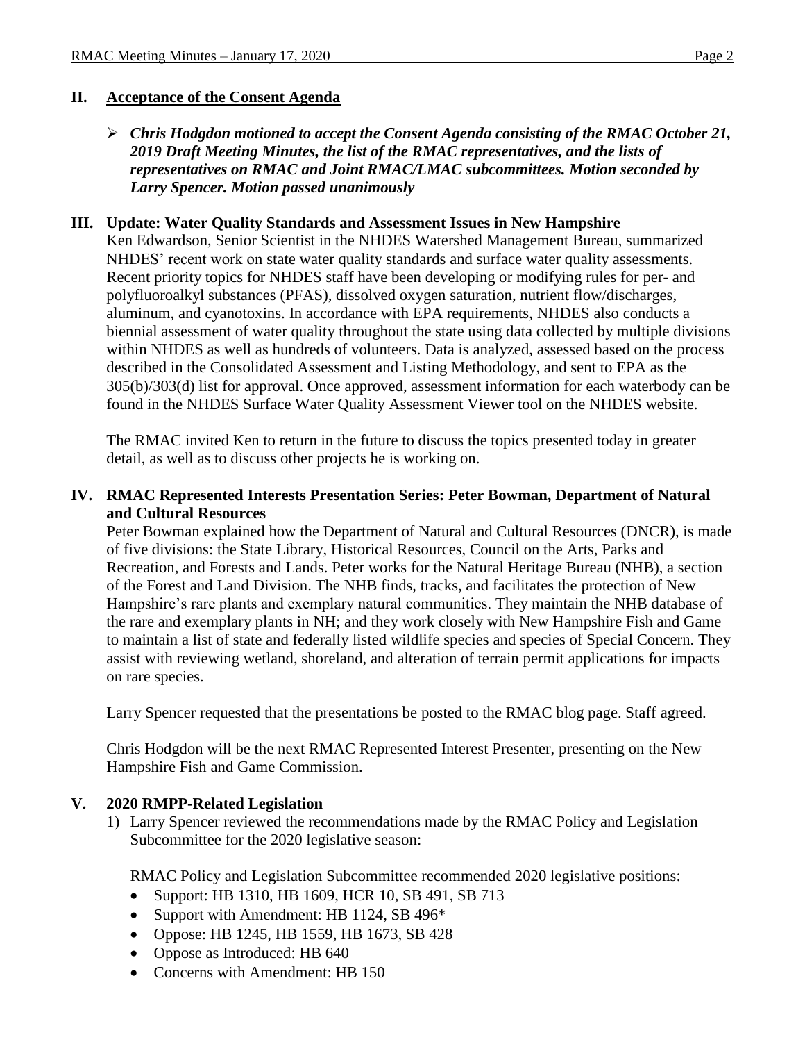## II. Acceptance of the Consent Agenda

- ***Chris Hodgdon motioned to accept the Consent Agenda consisting of the RMAC October 21, 2019 Draft Meeting Minutes, the list of the RMAC representatives, and the lists of representatives on RMAC and Joint RMAC/LMAC subcommittees. Motion seconded by Larry Spencer. Motion passed unanimously***

## III. Update: Water Quality Standards and Assessment Issues in New Hampshire

Ken Edwardson, Senior Scientist in the NHDES Watershed Management Bureau, summarized NHDES' recent work on state water quality standards and surface water quality assessments. Recent priority topics for NHDES staff have been developing or modifying rules for per- and polyfluoroalkyl substances (PFAS), dissolved oxygen saturation, nutrient flow/discharges, aluminum, and cyanotoxins. In accordance with EPA requirements, NHDES also conducts a biennial assessment of water quality throughout the state using data collected by multiple divisions within NHDES as well as hundreds of volunteers. Data is analyzed, assessed based on the process described in the Consolidated Assessment and Listing Methodology, and sent to EPA as the 305(b)/303(d) list for approval. Once approved, assessment information for each waterbody can be found in the NHDES Surface Water Quality Assessment Viewer tool on the NHDES website.

The RMAC invited Ken to return in the future to discuss the topics presented today in greater detail, as well as to discuss other projects he is working on.

## IV. RMAC Represented Interests Presentation Series: Peter Bowman, Department of Natural and Cultural Resources

Peter Bowman explained how the Department of Natural and Cultural Resources (DNCR), is made of five divisions: the State Library, Historical Resources, Council on the Arts, Parks and Recreation, and Forests and Lands. Peter works for the Natural Heritage Bureau (NHB), a section of the Forest and Land Division. The NHB finds, tracks, and facilitates the protection of New Hampshire's rare plants and exemplary natural communities. They maintain the NHB database of the rare and exemplary plants in NH; and they work closely with New Hampshire Fish and Game to maintain a list of state and federally listed wildlife species and species of Special Concern. They assist with reviewing wetland, shoreland, and alteration of terrain permit applications for impacts on rare species.

Larry Spencer requested that the presentations be posted to the RMAC blog page. Staff agreed.

Chris Hodgdon will be the next RMAC Represented Interest Presenter, presenting on the New Hampshire Fish and Game Commission.

## V. 2020 RMPP-Related Legislation

1) Larry Spencer reviewed the recommendations made by the RMAC Policy and Legislation Subcommittee for the 2020 legislative season:

   RMAC Policy and Legislation Subcommittee recommended 2020 legislative positions:

   - Support: HB 1310, HB 1609, HCR 10, SB 491, SB 713
   - Support with Amendment: HB 1124, SB 496*
   - Oppose: HB 1245, HB 1559, HB 1673, SB 428
   - Oppose as Introduced: HB 640
   - Concerns with Amendment: HB 150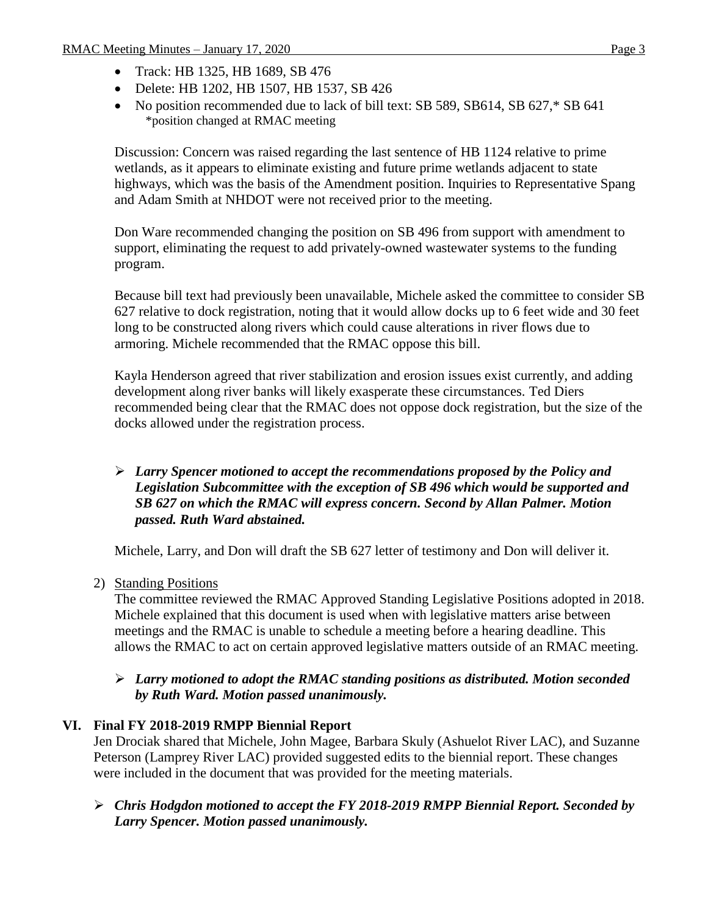- Track: HB 1325, HB 1689, SB 476
- Delete: HB 1202, HB 1507, HB 1537, SB 426
- No position recommended due to lack of bill text: SB 589, SB614, SB 627,* SB 641
  *position changed at RMAC meeting

Discussion: Concern was raised regarding the last sentence of HB 1124 relative to prime wetlands, as it appears to eliminate existing and future prime wetlands adjacent to state highways, which was the basis of the Amendment position. Inquiries to Representative Spang and Adam Smith at NHDOT were not received prior to the meeting.

Don Ware recommended changing the position on SB 496 from support with amendment to support, eliminating the request to add privately-owned wastewater systems to the funding program.

Because bill text had previously been unavailable, Michele asked the committee to consider SB 627 relative to dock registration, noting that it would allow docks up to 6 feet wide and 30 feet long to be constructed along rivers which could cause alterations in river flows due to armoring. Michele recommended that the RMAC oppose this bill.

Kayla Henderson agreed that river stabilization and erosion issues exist currently, and adding development along river banks will likely exasperate these circumstances. Ted Diers recommended being clear that the RMAC does not oppose dock registration, but the size of the docks allowed under the registration process.

- ***Larry Spencer motioned to accept the recommendations proposed by the Policy and Legislation Subcommittee with the exception of SB 496 which would be supported and SB 627 on which the RMAC will express concern. Second by Allan Palmer. Motion passed. Ruth Ward abstained.***

Michele, Larry, and Don will draft the SB 627 letter of testimony and Don will deliver it.

2) Standing Positions

The committee reviewed the RMAC Approved Standing Legislative Positions adopted in 2018. Michele explained that this document is used when with legislative matters arise between meetings and the RMAC is unable to schedule a meeting before a hearing deadline. This allows the RMAC to act on certain approved legislative matters outside of an RMAC meeting.

- ***Larry motioned to adopt the RMAC standing positions as distributed. Motion seconded by Ruth Ward. Motion passed unanimously.***

## VI. Final FY 2018-2019 RMPP Biennial Report

Jen Drociak shared that Michele, John Magee, Barbara Skuly (Ashuelot River LAC), and Suzanne Peterson (Lamprey River LAC) provided suggested edits to the biennial report. These changes were included in the document that was provided for the meeting materials.

- ***Chris Hodgdon motioned to accept the FY 2018-2019 RMPP Biennial Report. Seconded by Larry Spencer. Motion passed unanimously.***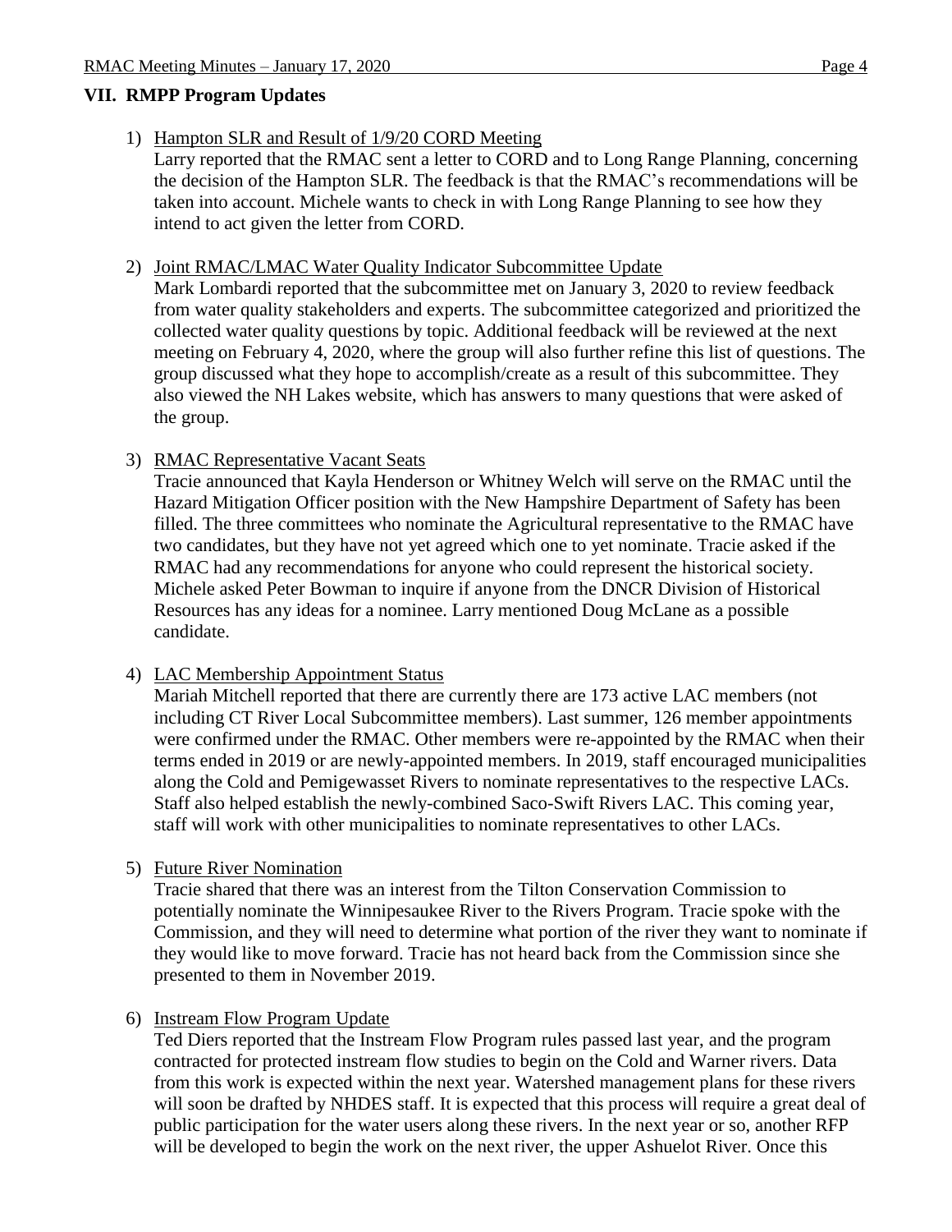## VII. RMPP Program Updates

1) Hampton SLR and Result of 1/9/20 CORD Meeting

   Larry reported that the RMAC sent a letter to CORD and to Long Range Planning, concerning the decision of the Hampton SLR. The feedback is that the RMAC's recommendations will be taken into account. Michele wants to check in with Long Range Planning to see how they intend to act given the letter from CORD.

2) Joint RMAC/LMAC Water Quality Indicator Subcommittee Update

   Mark Lombardi reported that the subcommittee met on January 3, 2020 to review feedback from water quality stakeholders and experts. The subcommittee categorized and prioritized the collected water quality questions by topic. Additional feedback will be reviewed at the next meeting on February 4, 2020, where the group will also further refine this list of questions. The group discussed what they hope to accomplish/create as a result of this subcommittee. They also viewed the NH Lakes website, which has answers to many questions that were asked of the group.

3) RMAC Representative Vacant Seats

   Tracie announced that Kayla Henderson or Whitney Welch will serve on the RMAC until the Hazard Mitigation Officer position with the New Hampshire Department of Safety has been filled. The three committees who nominate the Agricultural representative to the RMAC have two candidates, but they have not yet agreed which one to yet nominate. Tracie asked if the RMAC had any recommendations for anyone who could represent the historical society. Michele asked Peter Bowman to inquire if anyone from the DNCR Division of Historical Resources has any ideas for a nominee. Larry mentioned Doug McLane as a possible candidate.

4) LAC Membership Appointment Status

   Mariah Mitchell reported that there are currently there are 173 active LAC members (not including CT River Local Subcommittee members). Last summer, 126 member appointments were confirmed under the RMAC. Other members were re-appointed by the RMAC when their terms ended in 2019 or are newly-appointed members. In 2019, staff encouraged municipalities along the Cold and Pemigewasset Rivers to nominate representatives to the respective LACs. Staff also helped establish the newly-combined Saco-Swift Rivers LAC. This coming year, staff will work with other municipalities to nominate representatives to other LACs.

5) Future River Nomination

   Tracie shared that there was an interest from the Tilton Conservation Commission to potentially nominate the Winnipesaukee River to the Rivers Program. Tracie spoke with the Commission, and they will need to determine what portion of the river they want to nominate if they would like to move forward. Tracie has not heard back from the Commission since she presented to them in November 2019.

6) Instream Flow Program Update

   Ted Diers reported that the Instream Flow Program rules passed last year, and the program contracted for protected instream flow studies to begin on the Cold and Warner rivers. Data from this work is expected within the next year. Watershed management plans for these rivers will soon be drafted by NHDES staff. It is expected that this process will require a great deal of public participation for the water users along these rivers. In the next year or so, another RFP will be developed to begin the work on the next river, the upper Ashuelot River. Once this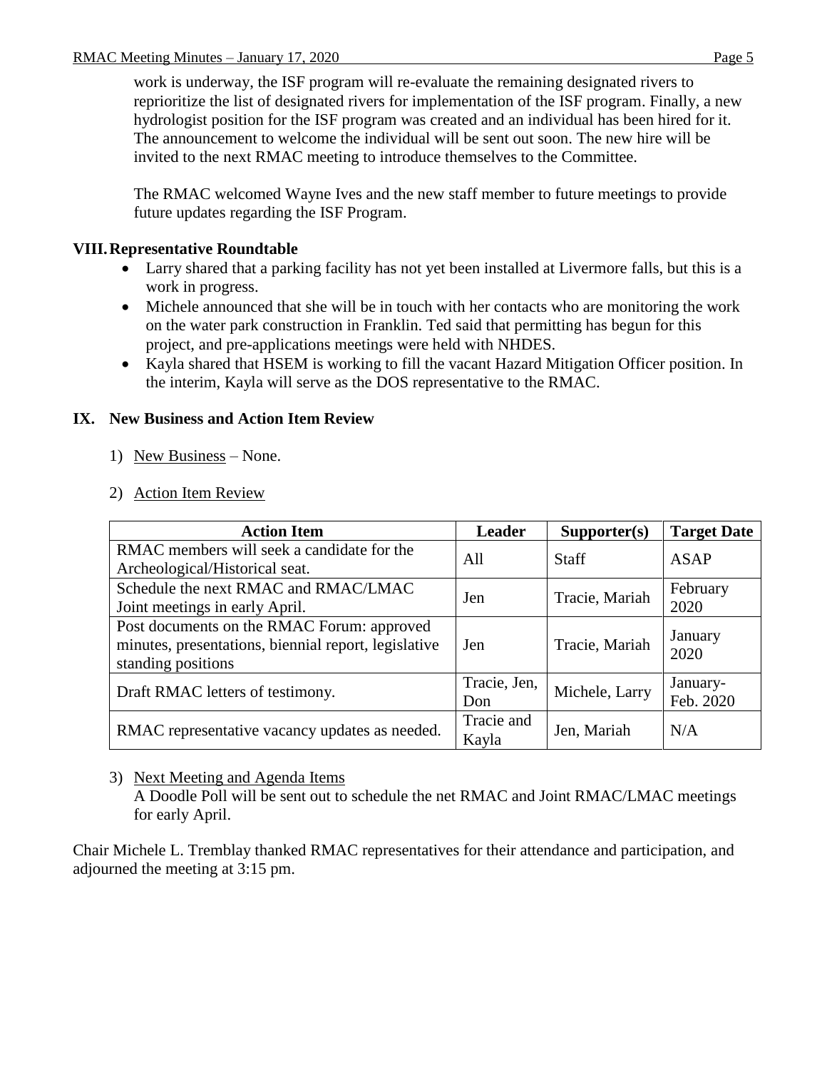work is underway, the ISF program will re-evaluate the remaining designated rivers to reprioritize the list of designated rivers for implementation of the ISF program. Finally, a new hydrologist position for the ISF program was created and an individual has been hired for it. The announcement to welcome the individual will be sent out soon. The new hire will be invited to the next RMAC meeting to introduce themselves to the Committee.

The RMAC welcomed Wayne Ives and the new staff member to future meetings to provide future updates regarding the ISF Program.

## VIII. Representative Roundtable

- Larry shared that a parking facility has not yet been installed at Livermore falls, but this is a work in progress.
- Michele announced that she will be in touch with her contacts who are monitoring the work on the water park construction in Franklin. Ted said that permitting has begun for this project, and pre-applications meetings were held with NHDES.
- Kayla shared that HSEM is working to fill the vacant Hazard Mitigation Officer position. In the interim, Kayla will serve as the DOS representative to the RMAC.

## IX. New Business and Action Item Review

1) New Business – None.

2) Action Item Review

| Action Item | Leader | Supporter(s) | Target Date |
|---|---|---|---|
| RMAC members will seek a candidate for the Archeological/Historical seat. | All | Staff | ASAP |
| Schedule the next RMAC and RMAC/LMAC Joint meetings in early April. | Jen | Tracie, Mariah | February 2020 |
| Post documents on the RMAC Forum: approved minutes, presentations, biennial report, legislative standing positions | Jen | Tracie, Mariah | January 2020 |
| Draft RMAC letters of testimony. | Tracie, Jen, Don | Michele, Larry | January-Feb. 2020 |
| RMAC representative vacancy updates as needed. | Tracie and Kayla | Jen, Mariah | N/A |

3) Next Meeting and Agenda Items
A Doodle Poll will be sent out to schedule the net RMAC and Joint RMAC/LMAC meetings for early April.

Chair Michele L. Tremblay thanked RMAC representatives for their attendance and participation, and adjourned the meeting at 3:15 pm.